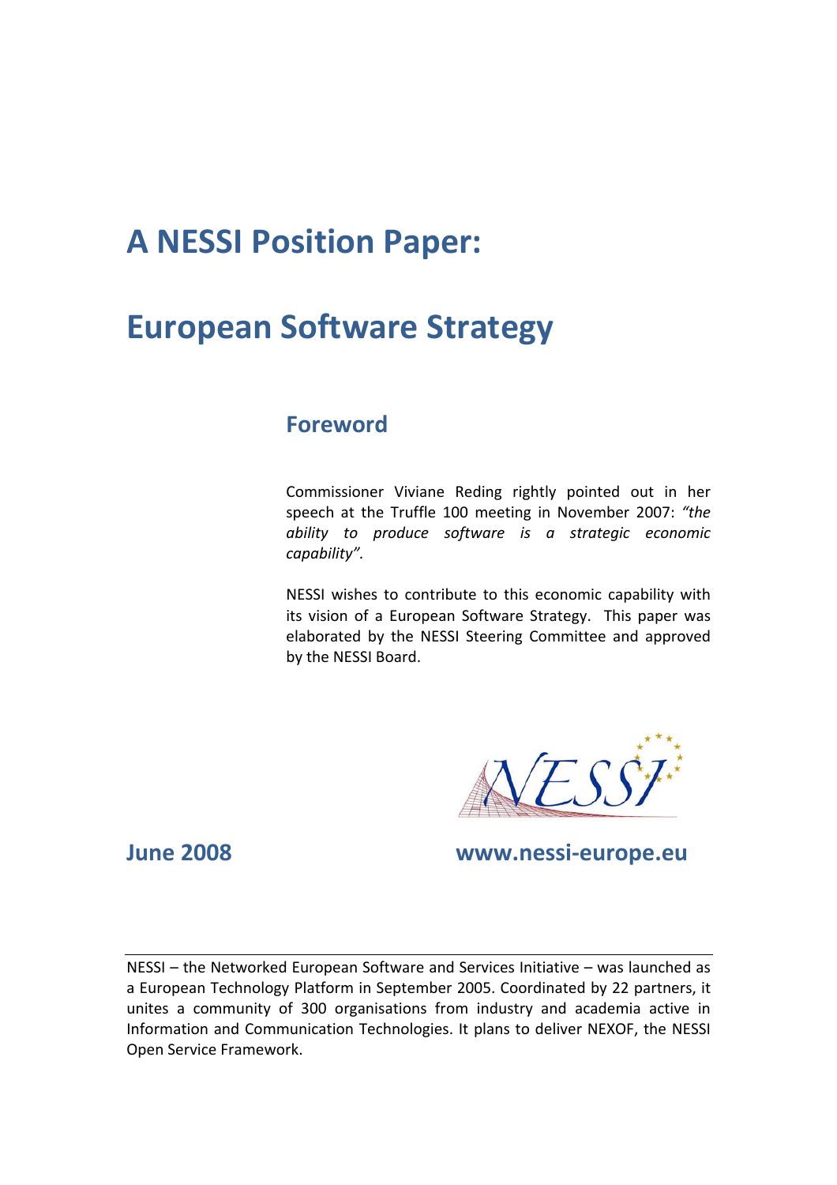# A NESSI Position Paper:

# European Software Strategy

## Foreword

Commissioner Viviane Reding rightly pointed out in her speech at the Truffle 100 meeting in November 2007: *"the ability to produce software is a strategic economic capability".*

NESSI wishes to contribute to this economic capability with its vision of a European Software Strategy. This paper was elaborated by the NESSI Steering Committee and approved by the NESSI Board.

**June 2008** **www.nessi-europe.eu**

NESSI – the Networked European Software and Services Initiative – was launched as a European Technology Platform in September 2005. Coordinated by 22 partners, it unites a community of 300 organisations from industry and academia active in Information and Communication Technologies. It plans to deliver NEXOF, the NESSI Open Service Framework.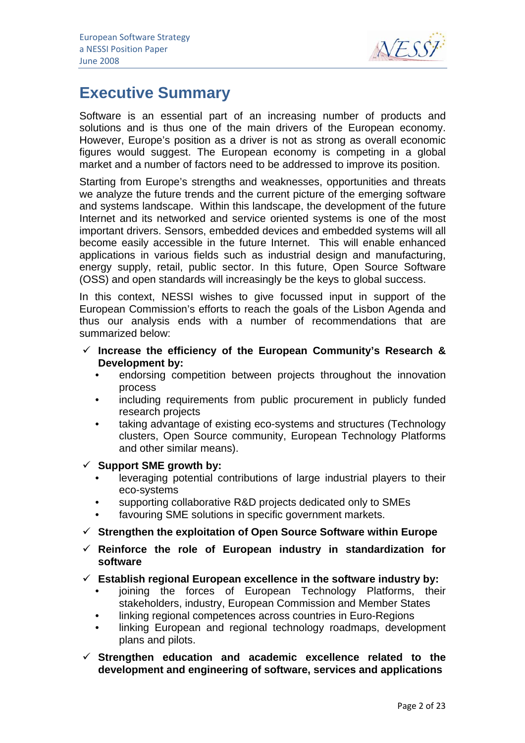# Executive Summary

Software is an essential part of an increasing number of products and solutions and is thus one of the main drivers of the European economy. However, Europe's position as a driver is not as strong as overall economic figures would suggest. The European economy is competing in a global market and a number of factors need to be addressed to improve its position.

Starting from Europe's strengths and weaknesses, opportunities and threats we analyze the future trends and the current picture of the emerging software and systems landscape. Within this landscape, the development of the future Internet and its networked and service oriented systems is one of the most important drivers. Sensors, embedded devices and embedded systems will all become easily accessible in the future Internet. This will enable enhanced applications in various fields such as industrial design and manufacturing, energy supply, retail, public sector. In this future, Open Source Software (OSS) and open standards will increasingly be the keys to global success.

In this context, NESSI wishes to give focussed input in support of the European Commission's efforts to reach the goals of the Lisbon Agenda and thus our analysis ends with a number of recommendations that are summarized below:

- ✓ **Increase the efficiency of the European Community's Research & Development by:**
  - endorsing competition between projects throughout the innovation process
  - including requirements from public procurement in publicly funded research projects
  - taking advantage of existing eco-systems and structures (Technology clusters, Open Source community, European Technology Platforms and other similar means).
- ✓ **Support SME growth by:**
  - leveraging potential contributions of large industrial players to their eco-systems
  - supporting collaborative R&D projects dedicated only to SMEs
  - favouring SME solutions in specific government markets.
- ✓ **Strengthen the exploitation of Open Source Software within Europe**
- ✓ **Reinforce the role of European industry in standardization for software**
- ✓ **Establish regional European excellence in the software industry by:**
  - joining the forces of European Technology Platforms, their stakeholders, industry, European Commission and Member States
  - linking regional competences across countries in Euro-Regions
  - linking European and regional technology roadmaps, development plans and pilots.
- ✓ **Strengthen education and academic excellence related to the development and engineering of software, services and applications**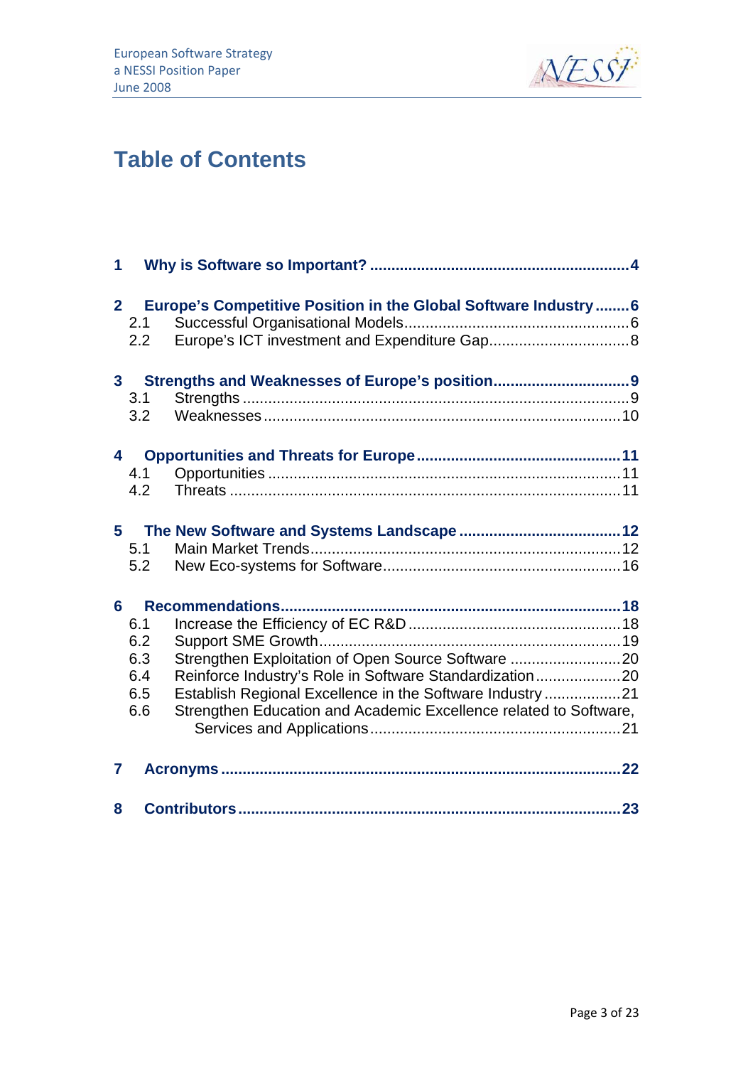# Table of Contents

**1 Why is Software so Important? ........................................................... 4**

**2 Europe's Competitive Position in the Global Software Industry ........ 6**

2.1 Successful Organisational Models ........................................................ 6

2.2 Europe's ICT investment and Expenditure Gap ................................... 8

**3 Strengths and Weaknesses of Europe's position ................................ 9**

3.1 Strengths ............................................................................................. 9

3.2 Weaknesses ...................................................................................... 10

**4 Opportunities and Threats for Europe ................................................ 11**

4.1 Opportunities ...................................................................................... 11

4.2 Threats ............................................................................................... 11

**5 The New Software and Systems Landscape ...................................... 12**

5.1 Main Market Trends ............................................................................ 12

5.2 New Eco-systems for Software ........................................................... 16

**6 Recommendations ............................................................................... 18**

6.1 Increase the Efficiency of EC R&D ..................................................... 18

6.2 Support SME Growth .......................................................................... 19

6.3 Strengthen Exploitation of Open Source Software ............................. 20

6.4 Reinforce Industry's Role in Software Standardization ........................ 20

6.5 Establish Regional Excellence in the Software Industry ...................... 21

6.6 Strengthen Education and Academic Excellence related to Software, Services and Applications ........................................................................ 21

**7 Acronyms ............................................................................................ 22**

**8 Contributors ......................................................................................... 23**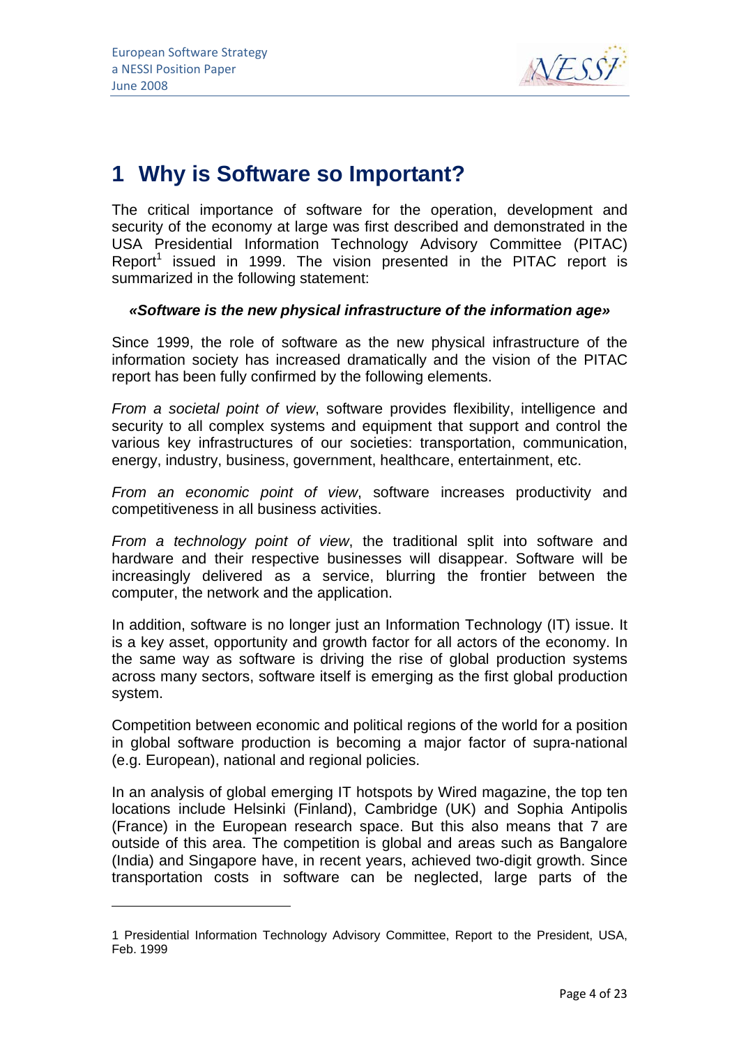# 1 Why is Software so Important?

The critical importance of software for the operation, development and security of the economy at large was first described and demonstrated in the USA Presidential Information Technology Advisory Committee (PITAC) Report[1] issued in 1999. The vision presented in the PITAC report is summarized in the following statement:

***«Software is the new physical infrastructure of the information age»***

Since 1999, the role of software as the new physical infrastructure of the information society has increased dramatically and the vision of the PITAC report has been fully confirmed by the following elements.

*From a societal point of view*, software provides flexibility, intelligence and security to all complex systems and equipment that support and control the various key infrastructures of our societies: transportation, communication, energy, industry, business, government, healthcare, entertainment, etc.

*From an economic point of view*, software increases productivity and competitiveness in all business activities.

*From a technology point of view*, the traditional split into software and hardware and their respective businesses will disappear. Software will be increasingly delivered as a service, blurring the frontier between the computer, the network and the application.

In addition, software is no longer just an Information Technology (IT) issue. It is a key asset, opportunity and growth factor for all actors of the economy. In the same way as software is driving the rise of global production systems across many sectors, software itself is emerging as the first global production system.

Competition between economic and political regions of the world for a position in global software production is becoming a major factor of supra-national (e.g. European), national and regional policies.

In an analysis of global emerging IT hotspots by Wired magazine, the top ten locations include Helsinki (Finland), Cambridge (UK) and Sophia Antipolis (France) in the European research space. But this also means that 7 are outside of this area. The competition is global and areas such as Bangalore (India) and Singapore have, in recent years, achieved two-digit growth. Since transportation costs in software can be neglected, large parts of the

---

1 Presidential Information Technology Advisory Committee, Report to the President, USA, Feb. 1999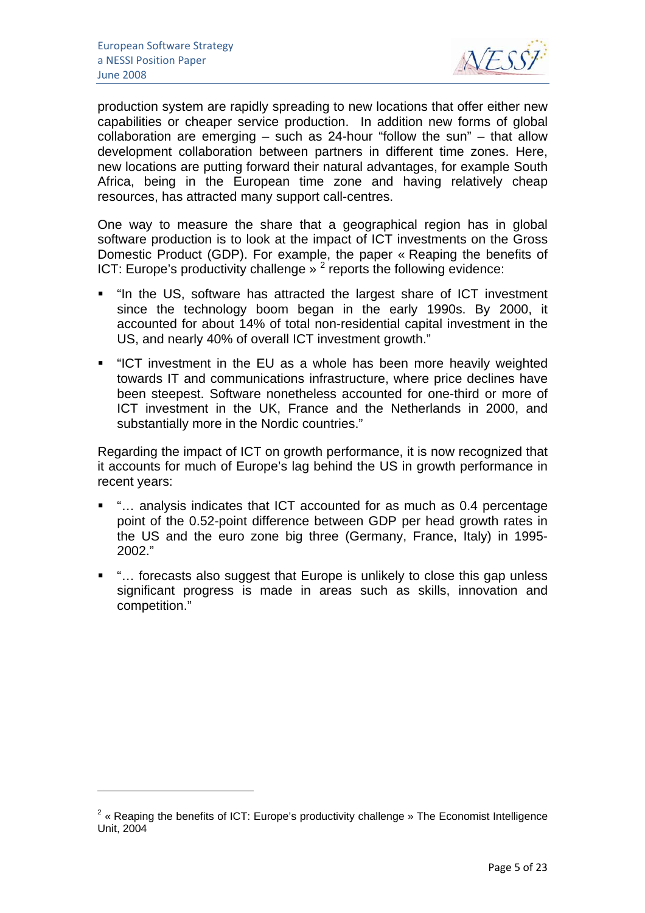production system are rapidly spreading to new locations that offer either new capabilities or cheaper service production. In addition new forms of global collaboration are emerging – such as 24-hour "follow the sun" – that allow development collaboration between partners in different time zones. Here, new locations are putting forward their natural advantages, for example South Africa, being in the European time zone and having relatively cheap resources, has attracted many support call-centres.

One way to measure the share that a geographical region has in global software production is to look at the impact of ICT investments on the Gross Domestic Product (GDP). For example, the paper « Reaping the benefits of ICT: Europe's productivity challenge »[2] reports the following evidence:

- "In the US, software has attracted the largest share of ICT investment since the technology boom began in the early 1990s. By 2000, it accounted for about 14% of total non-residential capital investment in the US, and nearly 40% of overall ICT investment growth."
- "ICT investment in the EU as a whole has been more heavily weighted towards IT and communications infrastructure, where price declines have been steepest. Software nonetheless accounted for one-third or more of ICT investment in the UK, France and the Netherlands in 2000, and substantially more in the Nordic countries."

Regarding the impact of ICT on growth performance, it is now recognized that it accounts for much of Europe's lag behind the US in growth performance in recent years:

- "… analysis indicates that ICT accounted for as much as 0.4 percentage point of the 0.52-point difference between GDP per head growth rates in the US and the euro zone big three (Germany, France, Italy) in 1995-2002."
- "… forecasts also suggest that Europe is unlikely to close this gap unless significant progress is made in areas such as skills, innovation and competition."

---

[2] « Reaping the benefits of ICT: Europe's productivity challenge » The Economist Intelligence Unit, 2004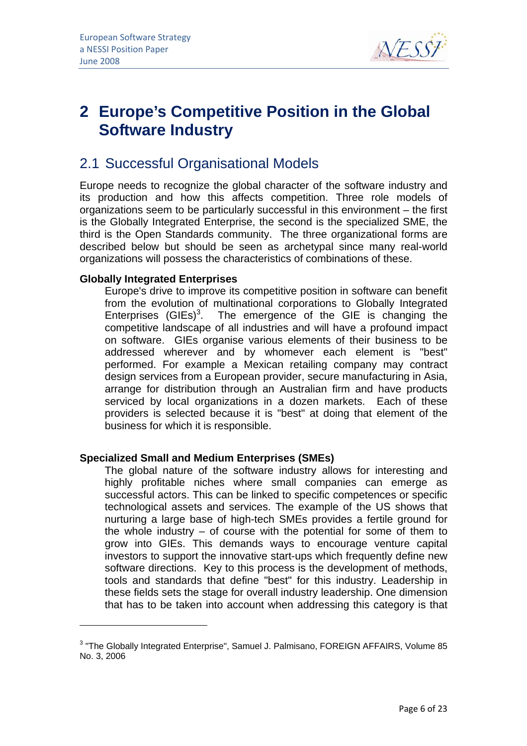# 2 Europe's Competitive Position in the Global Software Industry

## 2.1 Successful Organisational Models

Europe needs to recognize the global character of the software industry and its production and how this affects competition. Three role models of organizations seem to be particularly successful in this environment – the first is the Globally Integrated Enterprise, the second is the specialized SME, the third is the Open Standards community. The three organizational forms are described below but should be seen as archetypal since many real-world organizations will possess the characteristics of combinations of these.

**Globally Integrated Enterprises**

Europe's drive to improve its competitive position in software can benefit from the evolution of multinational corporations to Globally Integrated Enterprises (GIEs)[3]. The emergence of the GIE is changing the competitive landscape of all industries and will have a profound impact on software. GIEs organise various elements of their business to be addressed wherever and by whomever each element is "best" performed. For example a Mexican retailing company may contract design services from a European provider, secure manufacturing in Asia, arrange for distribution through an Australian firm and have products serviced by local organizations in a dozen markets. Each of these providers is selected because it is "best" at doing that element of the business for which it is responsible.

**Specialized Small and Medium Enterprises (SMEs)**

The global nature of the software industry allows for interesting and highly profitable niches where small companies can emerge as successful actors. This can be linked to specific competences or specific technological assets and services. The example of the US shows that nurturing a large base of high-tech SMEs provides a fertile ground for the whole industry – of course with the potential for some of them to grow into GIEs. This demands ways to encourage venture capital investors to support the innovative start-ups which frequently define new software directions. Key to this process is the development of methods, tools and standards that define "best" for this industry. Leadership in these fields sets the stage for overall industry leadership. One dimension that has to be taken into account when addressing this category is that

---

[3] "The Globally Integrated Enterprise", Samuel J. Palmisano, FOREIGN AFFAIRS, Volume 85 No. 3, 2006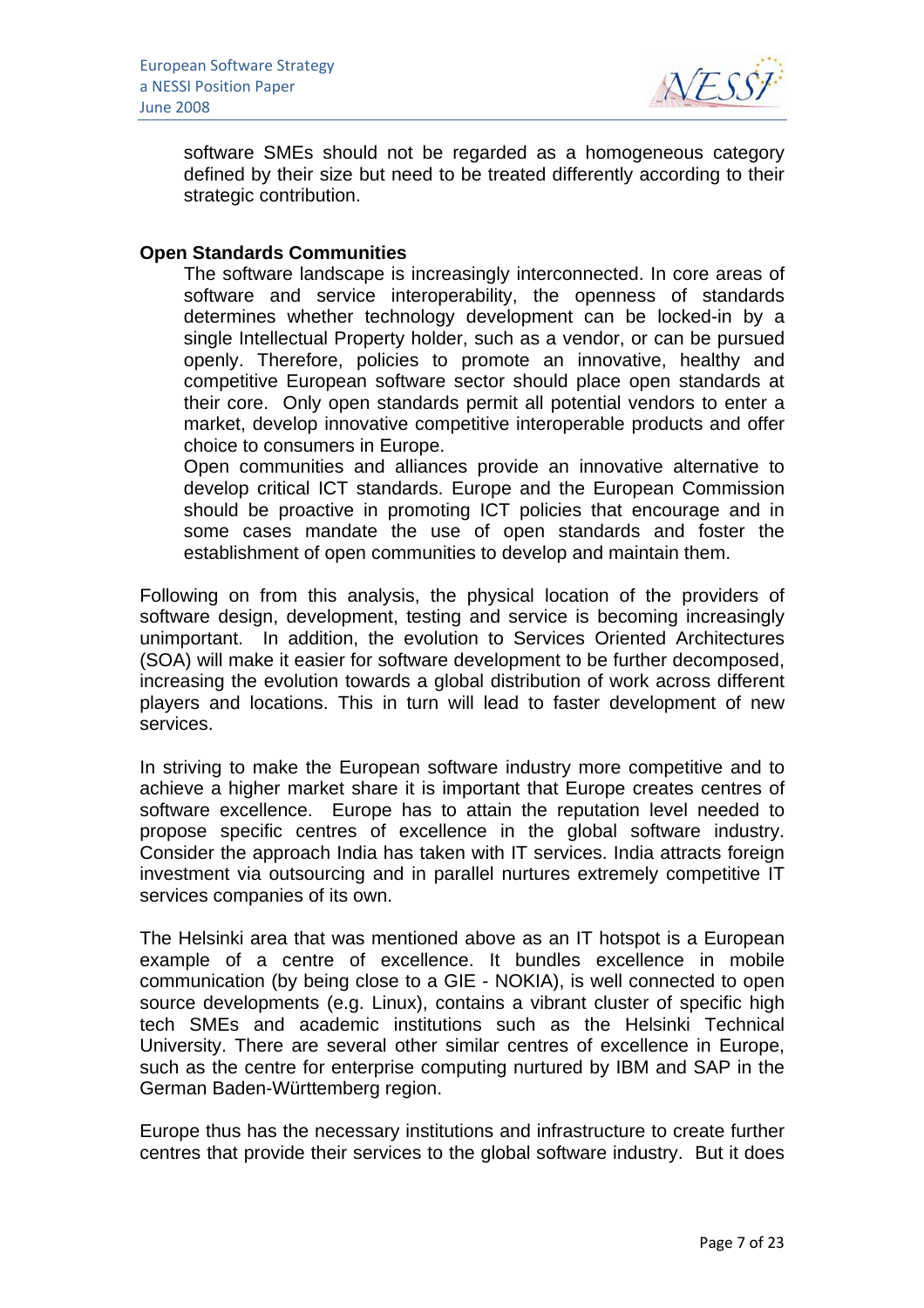software SMEs should not be regarded as a homogeneous category defined by their size but need to be treated differently according to their strategic contribution.

**Open Standards Communities**

The software landscape is increasingly interconnected. In core areas of software and service interoperability, the openness of standards determines whether technology development can be locked-in by a single Intellectual Property holder, such as a vendor, or can be pursued openly. Therefore, policies to promote an innovative, healthy and competitive European software sector should place open standards at their core. Only open standards permit all potential vendors to enter a market, develop innovative competitive interoperable products and offer choice to consumers in Europe.

Open communities and alliances provide an innovative alternative to develop critical ICT standards. Europe and the European Commission should be proactive in promoting ICT policies that encourage and in some cases mandate the use of open standards and foster the establishment of open communities to develop and maintain them.

Following on from this analysis, the physical location of the providers of software design, development, testing and service is becoming increasingly unimportant. In addition, the evolution to Services Oriented Architectures (SOA) will make it easier for software development to be further decomposed, increasing the evolution towards a global distribution of work across different players and locations. This in turn will lead to faster development of new services.

In striving to make the European software industry more competitive and to achieve a higher market share it is important that Europe creates centres of software excellence. Europe has to attain the reputation level needed to propose specific centres of excellence in the global software industry. Consider the approach India has taken with IT services. India attracts foreign investment via outsourcing and in parallel nurtures extremely competitive IT services companies of its own.

The Helsinki area that was mentioned above as an IT hotspot is a European example of a centre of excellence. It bundles excellence in mobile communication (by being close to a GIE - NOKIA), is well connected to open source developments (e.g. Linux), contains a vibrant cluster of specific high tech SMEs and academic institutions such as the Helsinki Technical University. There are several other similar centres of excellence in Europe, such as the centre for enterprise computing nurtured by IBM and SAP in the German Baden-Württemberg region.

Europe thus has the necessary institutions and infrastructure to create further centres that provide their services to the global software industry. But it does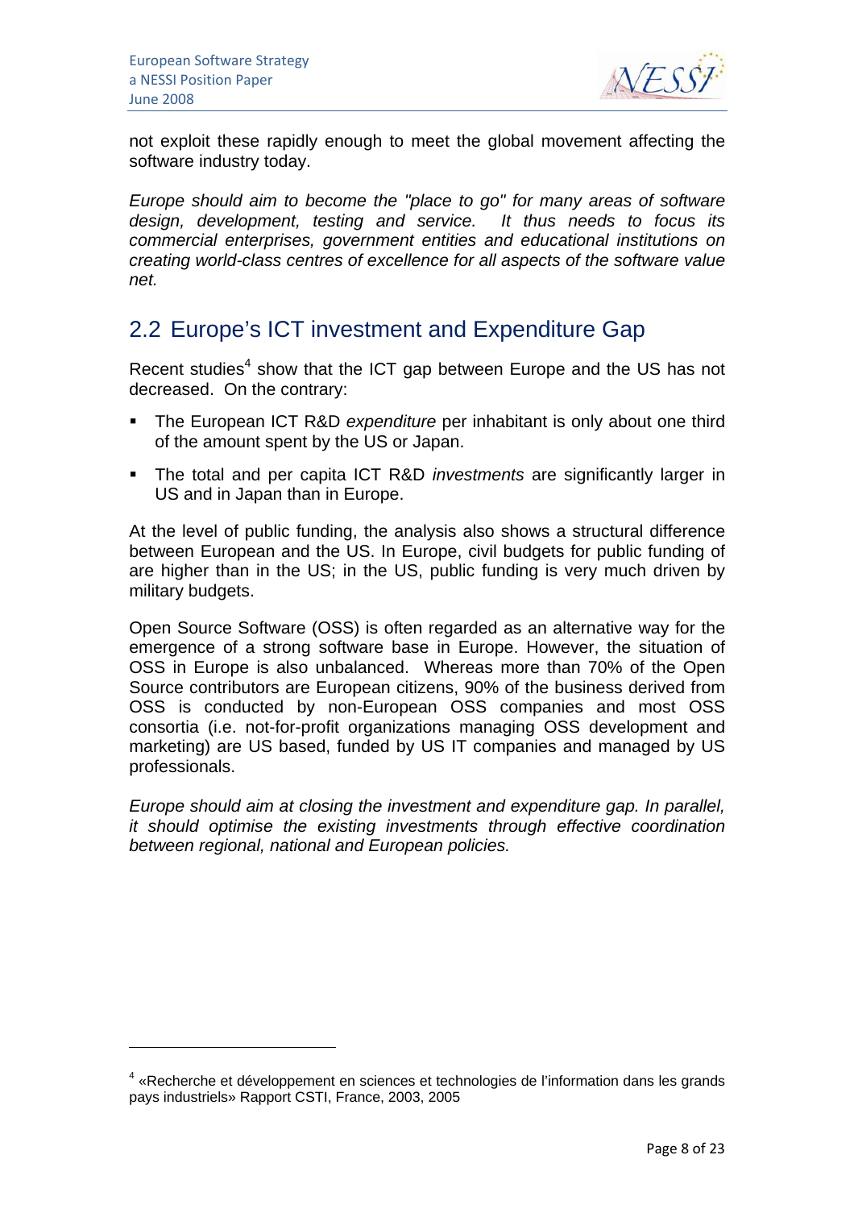not exploit these rapidly enough to meet the global movement affecting the software industry today.

*Europe should aim to become the "place to go" for many areas of software design, development, testing and service. It thus needs to focus its commercial enterprises, government entities and educational institutions on creating world-class centres of excellence for all aspects of the software value net.*

## 2.2 Europe's ICT investment and Expenditure Gap

Recent studies[4] show that the ICT gap between Europe and the US has not decreased. On the contrary:

- The European ICT R&D *expenditure* per inhabitant is only about one third of the amount spent by the US or Japan.
- The total and per capita ICT R&D *investments* are significantly larger in US and in Japan than in Europe.

At the level of public funding, the analysis also shows a structural difference between European and the US. In Europe, civil budgets for public funding of are higher than in the US; in the US, public funding is very much driven by military budgets.

Open Source Software (OSS) is often regarded as an alternative way for the emergence of a strong software base in Europe. However, the situation of OSS in Europe is also unbalanced. Whereas more than 70% of the Open Source contributors are European citizens, 90% of the business derived from OSS is conducted by non-European OSS companies and most OSS consortia (i.e. not-for-profit organizations managing OSS development and marketing) are US based, funded by US IT companies and managed by US professionals.

*Europe should aim at closing the investment and expenditure gap. In parallel, it should optimise the existing investments through effective coordination between regional, national and European policies.*

---

[4] «Recherche et développement en sciences et technologies de l'information dans les grands pays industriels» Rapport CSTI, France, 2003, 2005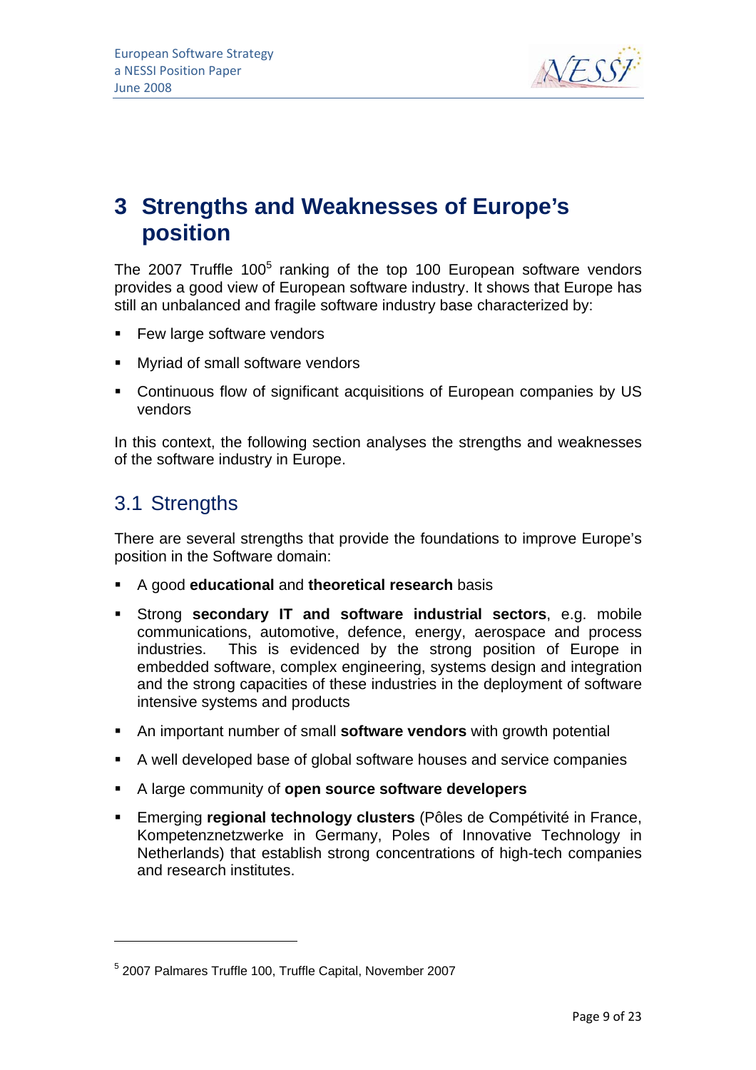# 3 Strengths and Weaknesses of Europe's position

The 2007 Truffle 100[5] ranking of the top 100 European software vendors provides a good view of European software industry. It shows that Europe has still an unbalanced and fragile software industry base characterized by:

- Few large software vendors
- Myriad of small software vendors
- Continuous flow of significant acquisitions of European companies by US vendors

In this context, the following section analyses the strengths and weaknesses of the software industry in Europe.

## 3.1 Strengths

There are several strengths that provide the foundations to improve Europe's position in the Software domain:

- A good **educational** and **theoretical research** basis
- Strong **secondary IT and software industrial sectors**, e.g. mobile communications, automotive, defence, energy, aerospace and process industries. This is evidenced by the strong position of Europe in embedded software, complex engineering, systems design and integration and the strong capacities of these industries in the deployment of software intensive systems and products
- An important number of small **software vendors** with growth potential
- A well developed base of global software houses and service companies
- A large community of **open source software developers**
- Emerging **regional technology clusters** (Pôles de Compétivité in France, Kompetenznetzwerke in Germany, Poles of Innovative Technology in Netherlands) that establish strong concentrations of high-tech companies and research institutes.

[5] 2007 Palmares Truffle 100, Truffle Capital, November 2007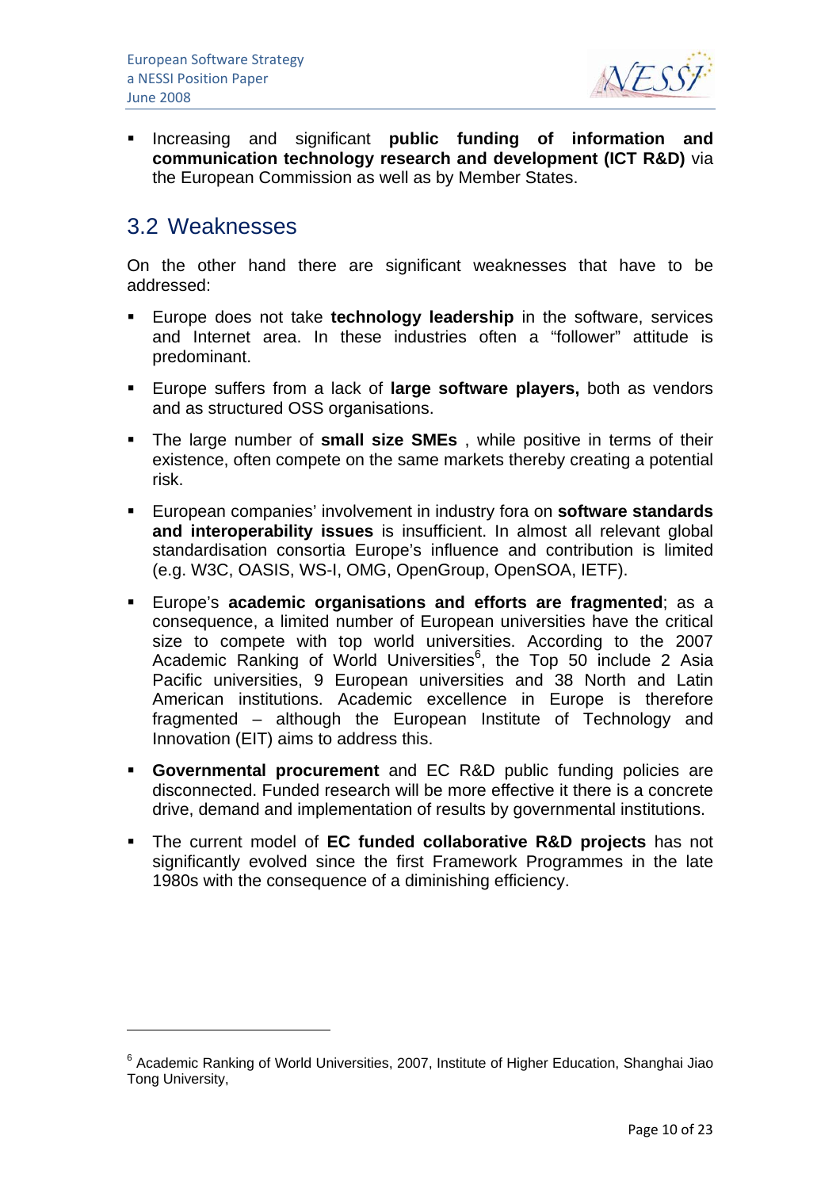- Increasing and significant **public funding of information and communication technology research and development (ICT R&D)** via the European Commission as well as by Member States.

## 3.2 Weaknesses

On the other hand there are significant weaknesses that have to be addressed:

- Europe does not take **technology leadership** in the software, services and Internet area. In these industries often a "follower" attitude is predominant.
- Europe suffers from a lack of **large software players,** both as vendors and as structured OSS organisations.
- The large number of **small size SMEs** , while positive in terms of their existence, often compete on the same markets thereby creating a potential risk.
- European companies' involvement in industry fora on **software standards and interoperability issues** is insufficient. In almost all relevant global standardisation consortia Europe's influence and contribution is limited (e.g. W3C, OASIS, WS-I, OMG, OpenGroup, OpenSOA, IETF).
- Europe's **academic organisations and efforts are fragmented**; as a consequence, a limited number of European universities have the critical size to compete with top world universities. According to the 2007 Academic Ranking of World Universities[6], the Top 50 include 2 Asia Pacific universities, 9 European universities and 38 North and Latin American institutions. Academic excellence in Europe is therefore fragmented – although the European Institute of Technology and Innovation (EIT) aims to address this.
- **Governmental procurement** and EC R&D public funding policies are disconnected. Funded research will be more effective it there is a concrete drive, demand and implementation of results by governmental institutions.
- The current model of **EC funded collaborative R&D projects** has not significantly evolved since the first Framework Programmes in the late 1980s with the consequence of a diminishing efficiency.

---

[6] Academic Ranking of World Universities, 2007, Institute of Higher Education, Shanghai Jiao Tong University,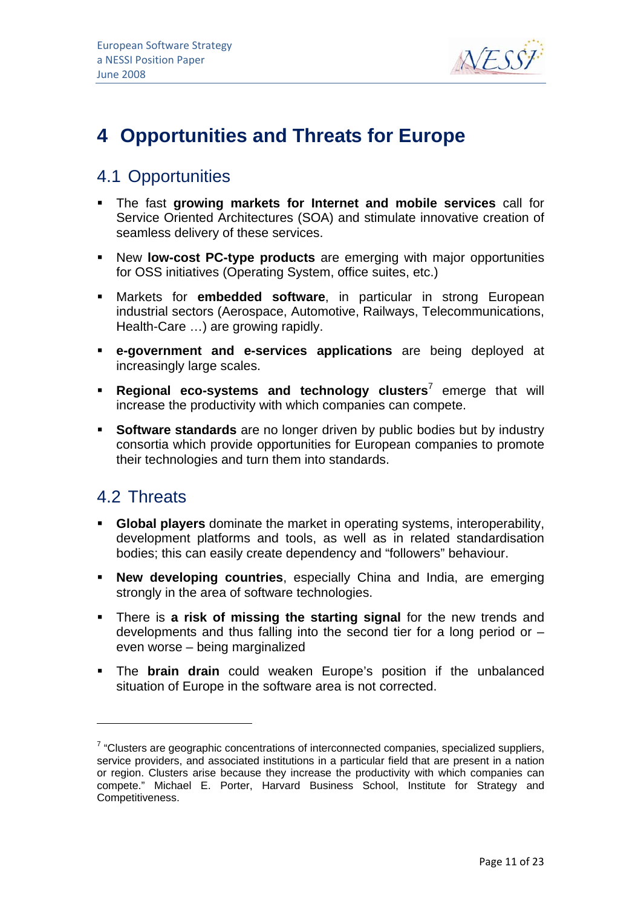# 4 Opportunities and Threats for Europe

## 4.1 Opportunities

- The fast **growing markets for Internet and mobile services** call for Service Oriented Architectures (SOA) and stimulate innovative creation of seamless delivery of these services.
- New **low-cost PC-type products** are emerging with major opportunities for OSS initiatives (Operating System, office suites, etc.)
- Markets for **embedded software**, in particular in strong European industrial sectors (Aerospace, Automotive, Railways, Telecommunications, Health-Care …) are growing rapidly.
- **e-government and e-services applications** are being deployed at increasingly large scales.
- **Regional eco-systems and technology clusters**[7] emerge that will increase the productivity with which companies can compete.
- **Software standards** are no longer driven by public bodies but by industry consortia which provide opportunities for European companies to promote their technologies and turn them into standards.

## 4.2 Threats

- **Global players** dominate the market in operating systems, interoperability, development platforms and tools, as well as in related standardisation bodies; this can easily create dependency and "followers" behaviour.
- **New developing countries**, especially China and India, are emerging strongly in the area of software technologies.
- There is **a risk of missing the starting signal** for the new trends and developments and thus falling into the second tier for a long period or – even worse – being marginalized
- The **brain drain** could weaken Europe's position if the unbalanced situation of Europe in the software area is not corrected.

---

[7] "Clusters are geographic concentrations of interconnected companies, specialized suppliers, service providers, and associated institutions in a particular field that are present in a nation or region. Clusters arise because they increase the productivity with which companies can compete." Michael E. Porter, Harvard Business School, Institute for Strategy and Competitiveness.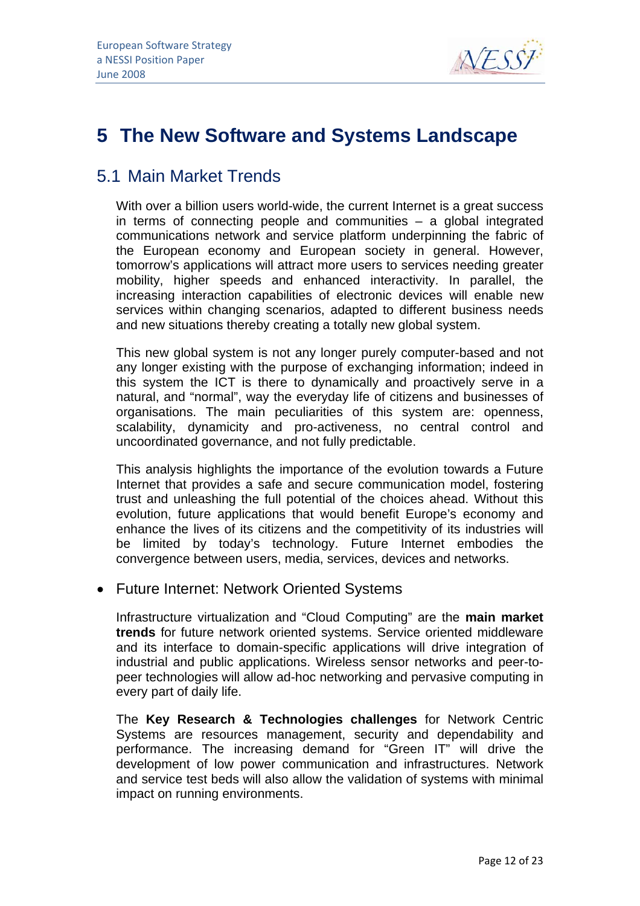# 5 The New Software and Systems Landscape

## 5.1 Main Market Trends

With over a billion users world-wide, the current Internet is a great success in terms of connecting people and communities – a global integrated communications network and service platform underpinning the fabric of the European economy and European society in general. However, tomorrow's applications will attract more users to services needing greater mobility, higher speeds and enhanced interactivity. In parallel, the increasing interaction capabilities of electronic devices will enable new services within changing scenarios, adapted to different business needs and new situations thereby creating a totally new global system.

This new global system is not any longer purely computer-based and not any longer existing with the purpose of exchanging information; indeed in this system the ICT is there to dynamically and proactively serve in a natural, and "normal", way the everyday life of citizens and businesses of organisations. The main peculiarities of this system are: openness, scalability, dynamicity and pro-activeness, no central control and uncoordinated governance, and not fully predictable.

This analysis highlights the importance of the evolution towards a Future Internet that provides a safe and secure communication model, fostering trust and unleashing the full potential of the choices ahead. Without this evolution, future applications that would benefit Europe's economy and enhance the lives of its citizens and the competitivity of its industries will be limited by today's technology. Future Internet embodies the convergence between users, media, services, devices and networks.

- Future Internet: Network Oriented Systems

Infrastructure virtualization and "Cloud Computing" are the **main market trends** for future network oriented systems. Service oriented middleware and its interface to domain-specific applications will drive integration of industrial and public applications. Wireless sensor networks and peer-to-peer technologies will allow ad-hoc networking and pervasive computing in every part of daily life.

The **Key Research & Technologies challenges** for Network Centric Systems are resources management, security and dependability and performance. The increasing demand for "Green IT" will drive the development of low power communication and infrastructures. Network and service test beds will also allow the validation of systems with minimal impact on running environments.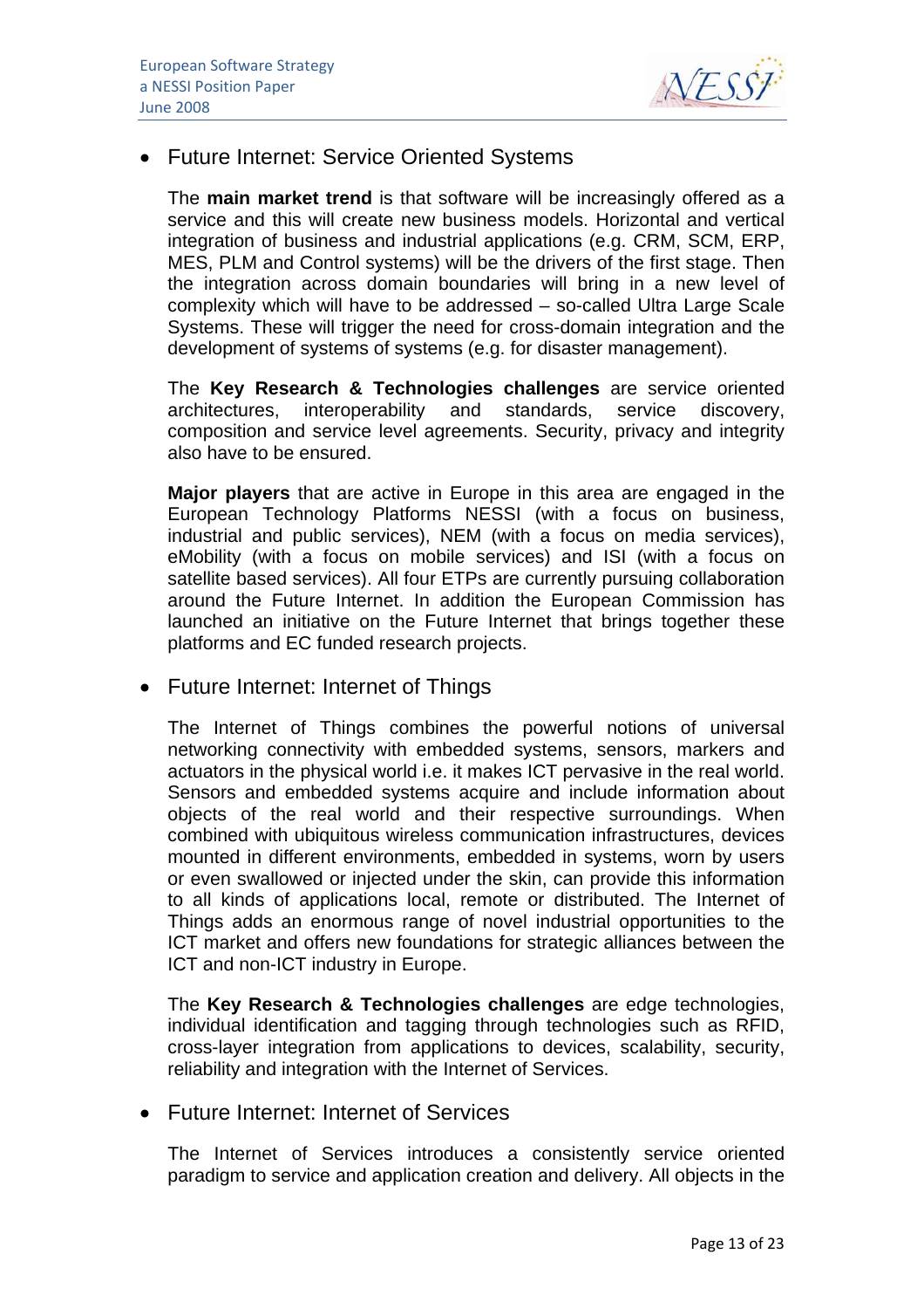- Future Internet: Service Oriented Systems

  The **main market trend** is that software will be increasingly offered as a service and this will create new business models. Horizontal and vertical integration of business and industrial applications (e.g. CRM, SCM, ERP, MES, PLM and Control systems) will be the drivers of the first stage. Then the integration across domain boundaries will bring in a new level of complexity which will have to be addressed – so-called Ultra Large Scale Systems. These will trigger the need for cross-domain integration and the development of systems of systems (e.g. for disaster management).

  The **Key Research & Technologies challenges** are service oriented architectures, interoperability and standards, service discovery, composition and service level agreements. Security, privacy and integrity also have to be ensured.

  **Major players** that are active in Europe in this area are engaged in the European Technology Platforms NESSI (with a focus on business, industrial and public services), NEM (with a focus on media services), eMobility (with a focus on mobile services) and ISI (with a focus on satellite based services). All four ETPs are currently pursuing collaboration around the Future Internet. In addition the European Commission has launched an initiative on the Future Internet that brings together these platforms and EC funded research projects.

- Future Internet: Internet of Things

  The Internet of Things combines the powerful notions of universal networking connectivity with embedded systems, sensors, markers and actuators in the physical world i.e. it makes ICT pervasive in the real world. Sensors and embedded systems acquire and include information about objects of the real world and their respective surroundings. When combined with ubiquitous wireless communication infrastructures, devices mounted in different environments, embedded in systems, worn by users or even swallowed or injected under the skin, can provide this information to all kinds of applications local, remote or distributed. The Internet of Things adds an enormous range of novel industrial opportunities to the ICT market and offers new foundations for strategic alliances between the ICT and non-ICT industry in Europe.

  The **Key Research & Technologies challenges** are edge technologies, individual identification and tagging through technologies such as RFID, cross-layer integration from applications to devices, scalability, security, reliability and integration with the Internet of Services.

- Future Internet: Internet of Services

  The Internet of Services introduces a consistently service oriented paradigm to service and application creation and delivery. All objects in the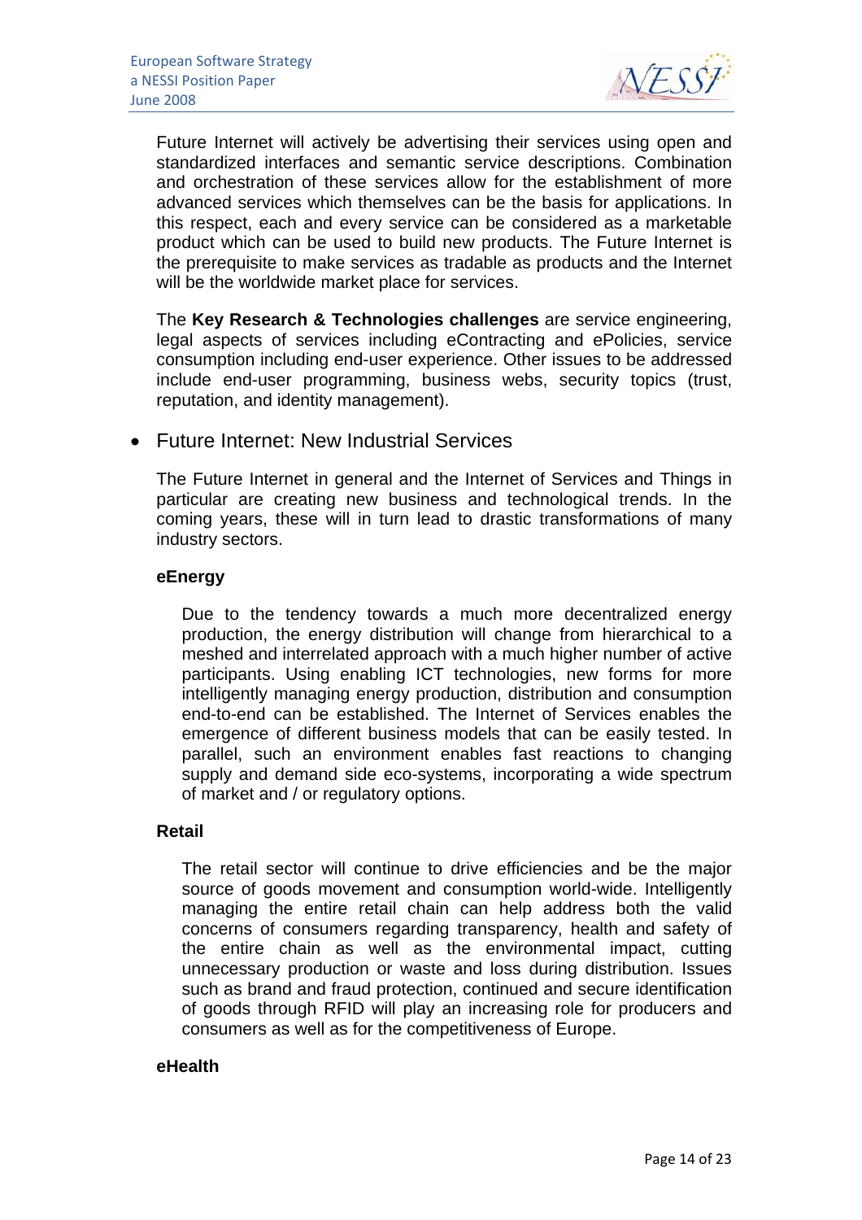Future Internet will actively be advertising their services using open and standardized interfaces and semantic service descriptions. Combination and orchestration of these services allow for the establishment of more advanced services which themselves can be the basis for applications. In this respect, each and every service can be considered as a marketable product which can be used to build new products. The Future Internet is the prerequisite to make services as tradable as products and the Internet will be the worldwide market place for services.

The **Key Research & Technologies challenges** are service engineering, legal aspects of services including eContracting and ePolicies, service consumption including end-user experience. Other issues to be addressed include end-user programming, business webs, security topics (trust, reputation, and identity management).

- Future Internet: New Industrial Services

The Future Internet in general and the Internet of Services and Things in particular are creating new business and technological trends. In the coming years, these will in turn lead to drastic transformations of many industry sectors.

**eEnergy**

Due to the tendency towards a much more decentralized energy production, the energy distribution will change from hierarchical to a meshed and interrelated approach with a much higher number of active participants. Using enabling ICT technologies, new forms for more intelligently managing energy production, distribution and consumption end-to-end can be established. The Internet of Services enables the emergence of different business models that can be easily tested. In parallel, such an environment enables fast reactions to changing supply and demand side eco-systems, incorporating a wide spectrum of market and / or regulatory options.

**Retail**

The retail sector will continue to drive efficiencies and be the major source of goods movement and consumption world-wide. Intelligently managing the entire retail chain can help address both the valid concerns of consumers regarding transparency, health and safety of the entire chain as well as the environmental impact, cutting unnecessary production or waste and loss during distribution. Issues such as brand and fraud protection, continued and secure identification of goods through RFID will play an increasing role for producers and consumers as well as for the competitiveness of Europe.

**eHealth**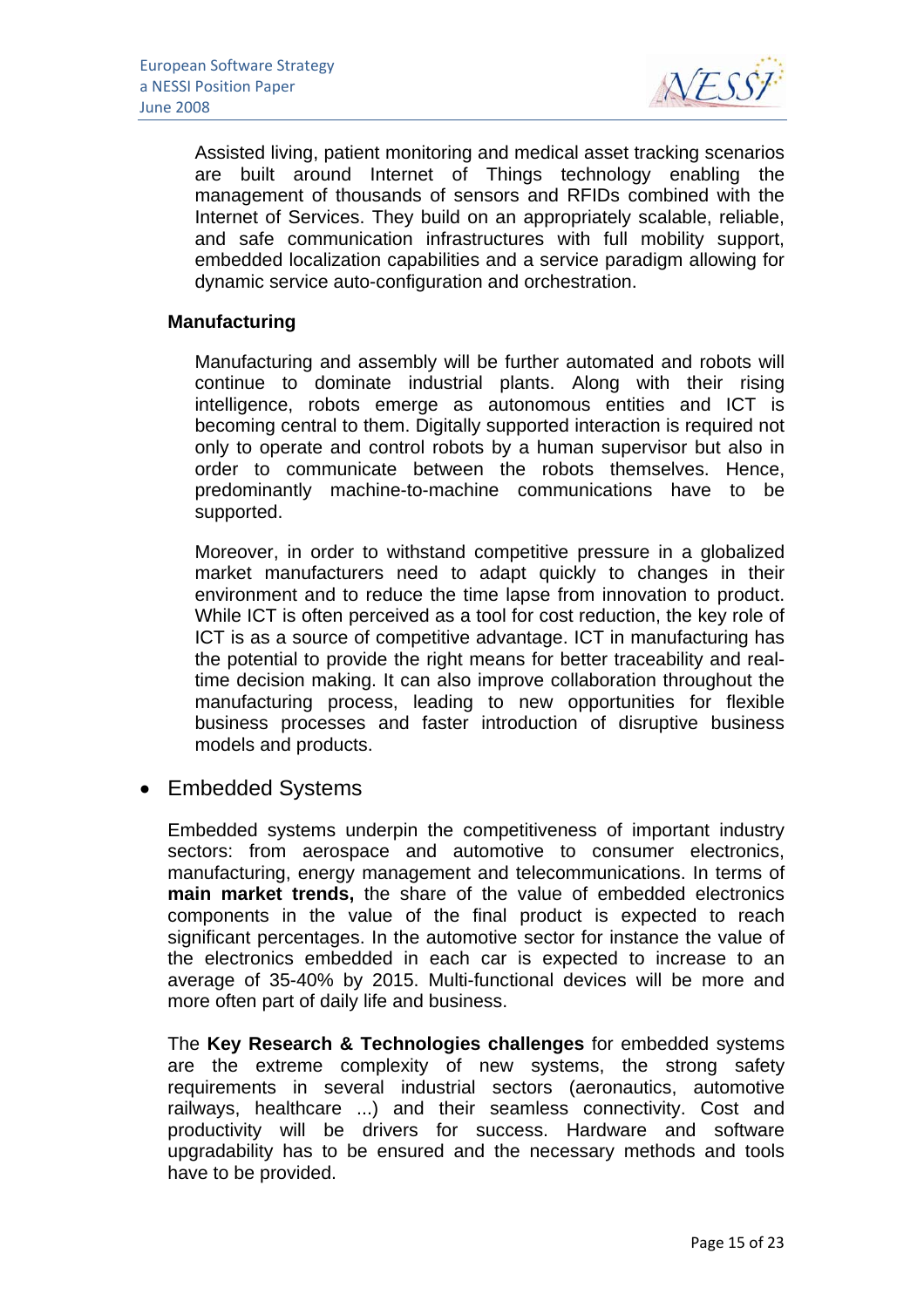Assisted living, patient monitoring and medical asset tracking scenarios are built around Internet of Things technology enabling the management of thousands of sensors and RFIDs combined with the Internet of Services. They build on an appropriately scalable, reliable, and safe communication infrastructures with full mobility support, embedded localization capabilities and a service paradigm allowing for dynamic service auto-configuration and orchestration.

**Manufacturing**

Manufacturing and assembly will be further automated and robots will continue to dominate industrial plants. Along with their rising intelligence, robots emerge as autonomous entities and ICT is becoming central to them. Digitally supported interaction is required not only to operate and control robots by a human supervisor but also in order to communicate between the robots themselves. Hence, predominantly machine-to-machine communications have to be supported.

Moreover, in order to withstand competitive pressure in a globalized market manufacturers need to adapt quickly to changes in their environment and to reduce the time lapse from innovation to product. While ICT is often perceived as a tool for cost reduction, the key role of ICT is as a source of competitive advantage. ICT in manufacturing has the potential to provide the right means for better traceability and real-time decision making. It can also improve collaboration throughout the manufacturing process, leading to new opportunities for flexible business processes and faster introduction of disruptive business models and products.

- Embedded Systems

Embedded systems underpin the competitiveness of important industry sectors: from aerospace and automotive to consumer electronics, manufacturing, energy management and telecommunications. In terms of **main market trends,** the share of the value of embedded electronics components in the value of the final product is expected to reach significant percentages. In the automotive sector for instance the value of the electronics embedded in each car is expected to increase to an average of 35-40% by 2015. Multi-functional devices will be more and more often part of daily life and business.

The **Key Research & Technologies challenges** for embedded systems are the extreme complexity of new systems, the strong safety requirements in several industrial sectors (aeronautics, automotive railways, healthcare ...) and their seamless connectivity. Cost and productivity will be drivers for success. Hardware and software upgradability has to be ensured and the necessary methods and tools have to be provided.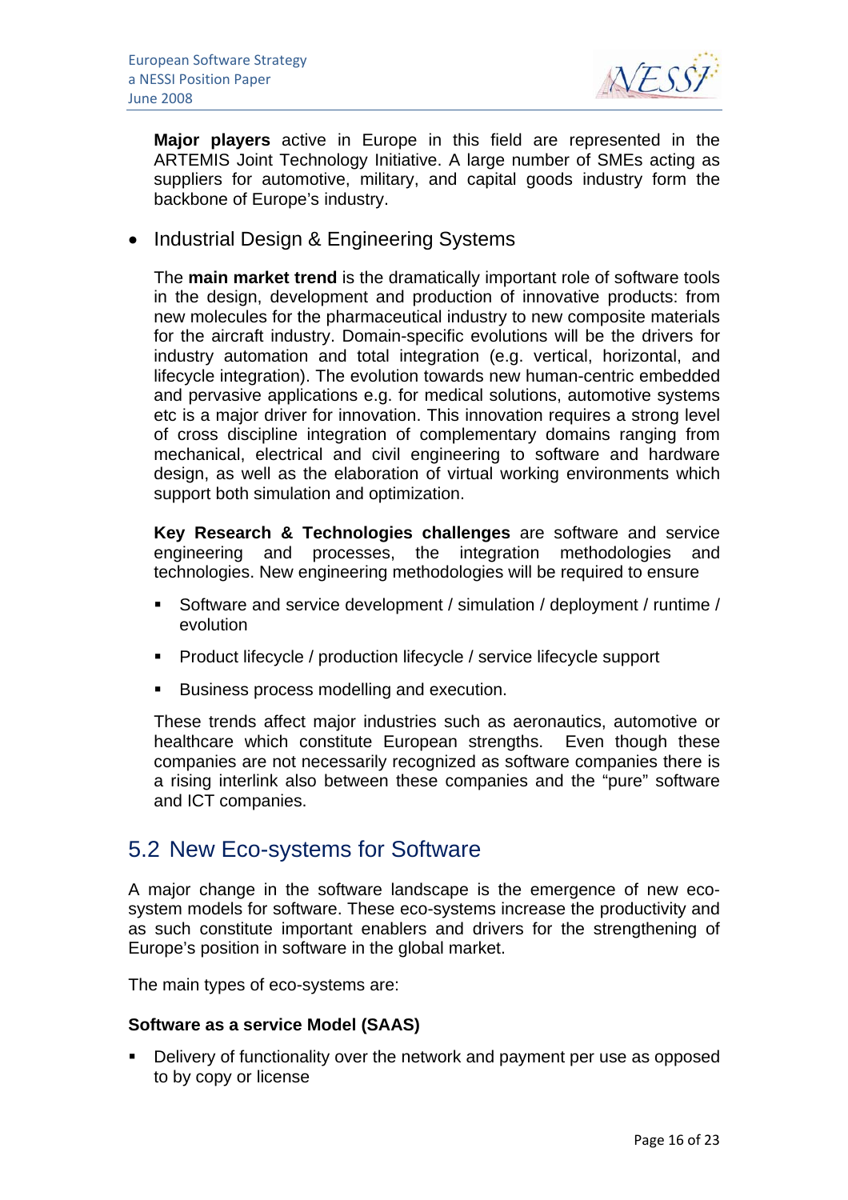**Major players** active in Europe in this field are represented in the ARTEMIS Joint Technology Initiative. A large number of SMEs acting as suppliers for automotive, military, and capital goods industry form the backbone of Europe's industry.

- Industrial Design & Engineering Systems

  The **main market trend** is the dramatically important role of software tools in the design, development and production of innovative products: from new molecules for the pharmaceutical industry to new composite materials for the aircraft industry. Domain-specific evolutions will be the drivers for industry automation and total integration (e.g. vertical, horizontal, and lifecycle integration). The evolution towards new human-centric embedded and pervasive applications e.g. for medical solutions, automotive systems etc is a major driver for innovation. This innovation requires a strong level of cross discipline integration of complementary domains ranging from mechanical, electrical and civil engineering to software and hardware design, as well as the elaboration of virtual working environments which support both simulation and optimization.

  **Key Research & Technologies challenges** are software and service engineering and processes, the integration methodologies and technologies. New engineering methodologies will be required to ensure

  - Software and service development / simulation / deployment / runtime / evolution
  - Product lifecycle / production lifecycle / service lifecycle support
  - Business process modelling and execution.

  These trends affect major industries such as aeronautics, automotive or healthcare which constitute European strengths. Even though these companies are not necessarily recognized as software companies there is a rising interlink also between these companies and the "pure" software and ICT companies.

## 5.2 New Eco-systems for Software

A major change in the software landscape is the emergence of new eco-system models for software. These eco-systems increase the productivity and as such constitute important enablers and drivers for the strengthening of Europe's position in software in the global market.

The main types of eco-systems are:

**Software as a service Model (SAAS)**

- Delivery of functionality over the network and payment per use as opposed to by copy or license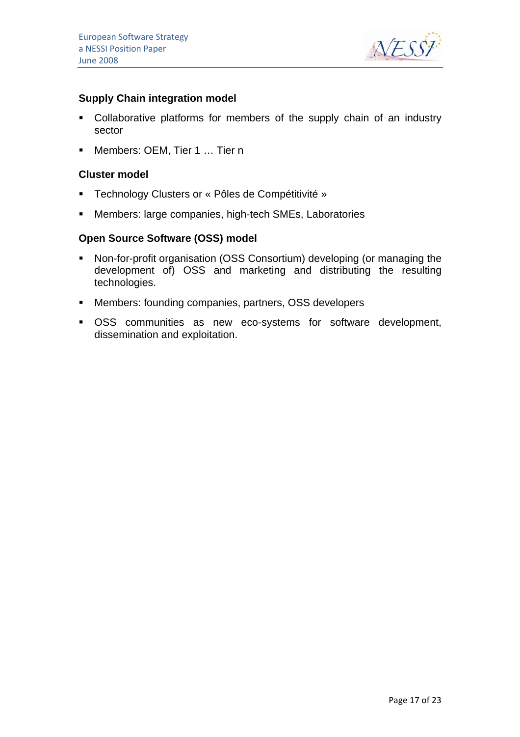### Supply Chain integration model

- Collaborative platforms for members of the supply chain of an industry sector
- Members: OEM, Tier 1 … Tier n

### Cluster model

- Technology Clusters or « Pôles de Compétitivité »
- Members: large companies, high-tech SMEs, Laboratories

### Open Source Software (OSS) model

- Non-for-profit organisation (OSS Consortium) developing (or managing the development of) OSS and marketing and distributing the resulting technologies.
- Members: founding companies, partners, OSS developers
- OSS communities as new eco-systems for software development, dissemination and exploitation.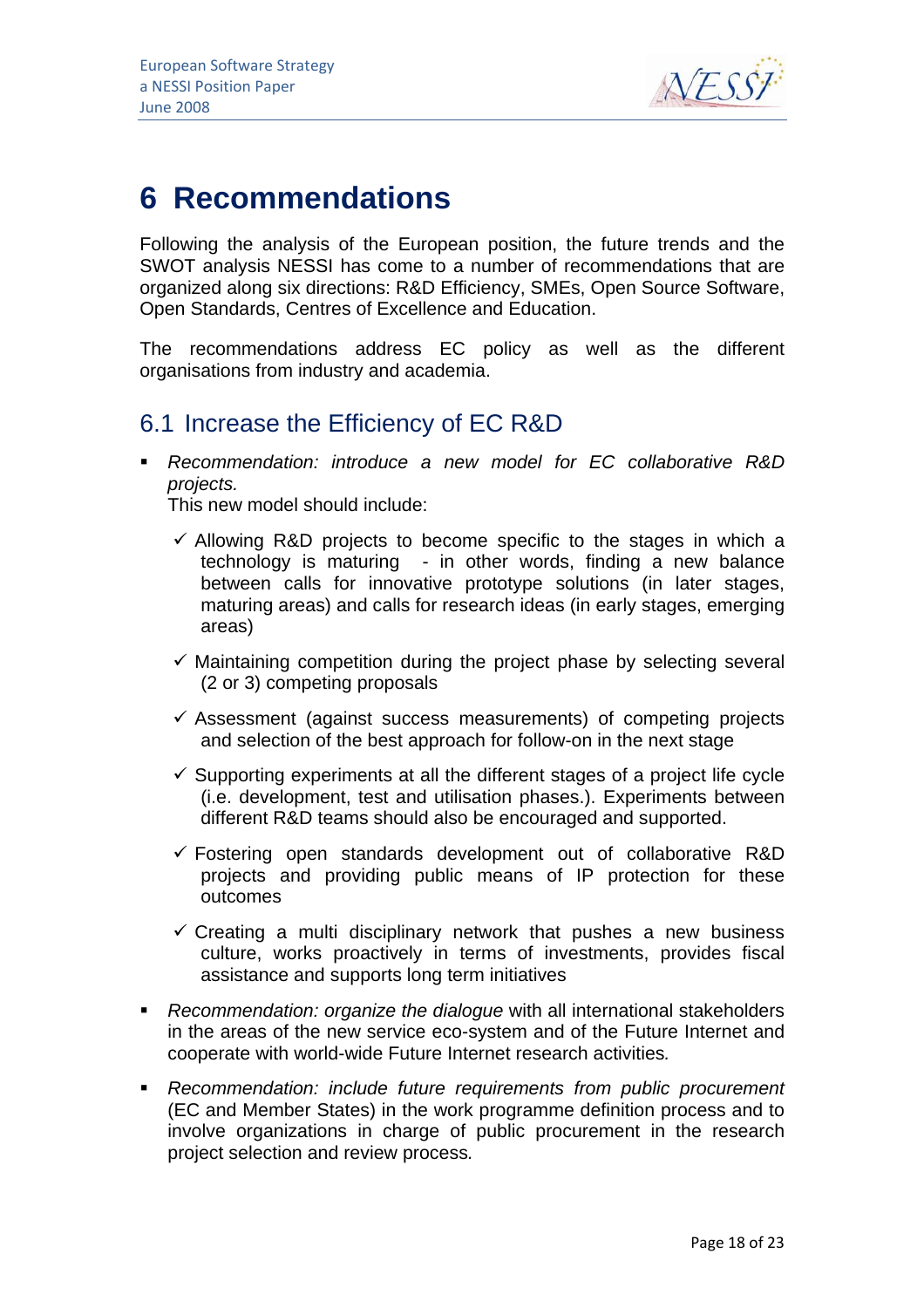# 6 Recommendations

Following the analysis of the European position, the future trends and the SWOT analysis NESSI has come to a number of recommendations that are organized along six directions: R&D Efficiency, SMEs, Open Source Software, Open Standards, Centres of Excellence and Education.

The recommendations address EC policy as well as the different organisations from industry and academia.

## 6.1 Increase the Efficiency of EC R&D

- *Recommendation: introduce a new model for EC collaborative R&D projects.*
  This new model should include:
  - ✓ Allowing R&D projects to become specific to the stages in which a technology is maturing - in other words, finding a new balance between calls for innovative prototype solutions (in later stages, maturing areas) and calls for research ideas (in early stages, emerging areas)
  - ✓ Maintaining competition during the project phase by selecting several (2 or 3) competing proposals
  - ✓ Assessment (against success measurements) of competing projects and selection of the best approach for follow-on in the next stage
  - ✓ Supporting experiments at all the different stages of a project life cycle (i.e. development, test and utilisation phases.). Experiments between different R&D teams should also be encouraged and supported.
  - ✓ Fostering open standards development out of collaborative R&D projects and providing public means of IP protection for these outcomes
  - ✓ Creating a multi disciplinary network that pushes a new business culture, works proactively in terms of investments, provides fiscal assistance and supports long term initiatives
- *Recommendation: organize the dialogue* with all international stakeholders in the areas of the new service eco-system and of the Future Internet and cooperate with world-wide Future Internet research activities*.*
- *Recommendation: include future requirements from public procurement* (EC and Member States) in the work programme definition process and to involve organizations in charge of public procurement in the research project selection and review process*.*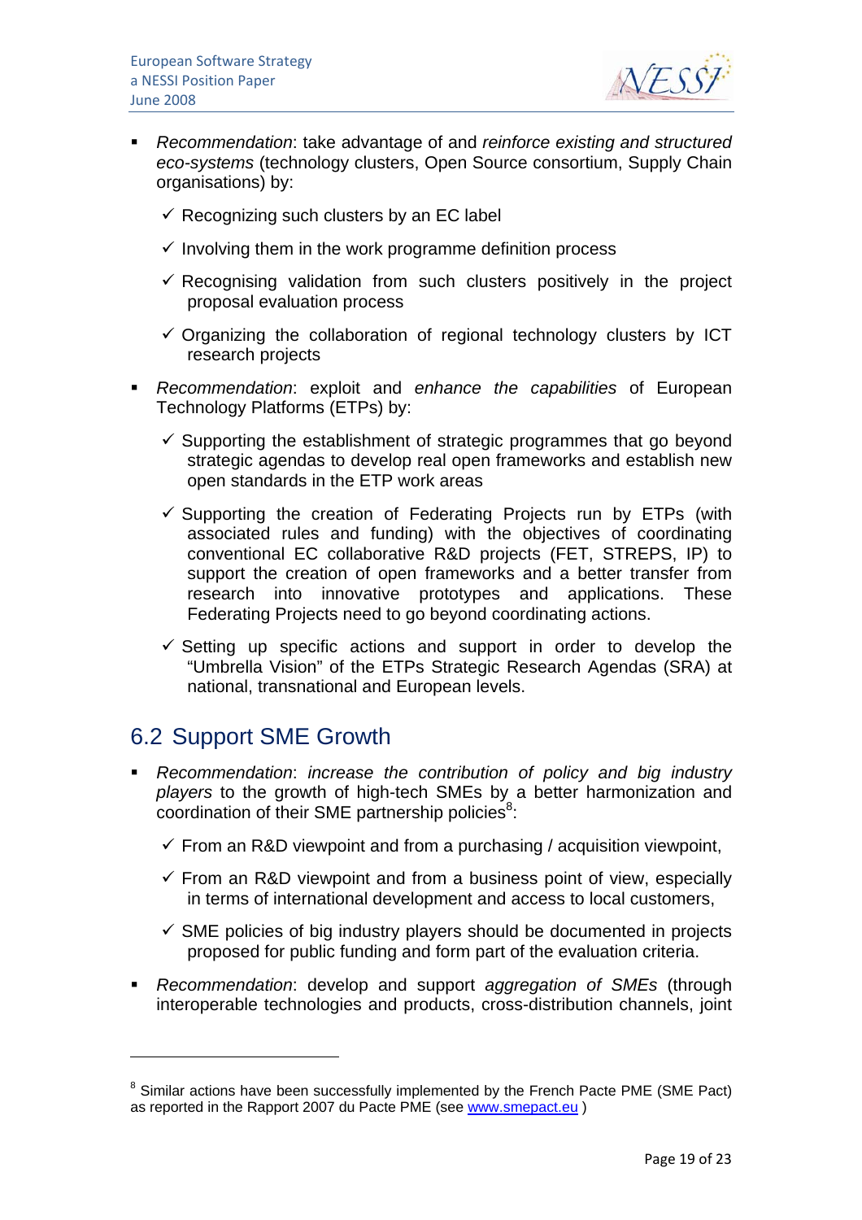- *Recommendation*: take advantage of and *reinforce existing and structured eco-systems* (technology clusters, Open Source consortium, Supply Chain organisations) by:
  - ✓ Recognizing such clusters by an EC label
  - ✓ Involving them in the work programme definition process
  - ✓ Recognising validation from such clusters positively in the project proposal evaluation process
  - ✓ Organizing the collaboration of regional technology clusters by ICT research projects
- *Recommendation*: exploit and *enhance the capabilities* of European Technology Platforms (ETPs) by:
  - ✓ Supporting the establishment of strategic programmes that go beyond strategic agendas to develop real open frameworks and establish new open standards in the ETP work areas
  - ✓ Supporting the creation of Federating Projects run by ETPs (with associated rules and funding) with the objectives of coordinating conventional EC collaborative R&D projects (FET, STREPS, IP) to support the creation of open frameworks and a better transfer from research into innovative prototypes and applications. These Federating Projects need to go beyond coordinating actions.
  - ✓ Setting up specific actions and support in order to develop the "Umbrella Vision" of the ETPs Strategic Research Agendas (SRA) at national, transnational and European levels.

## 6.2 Support SME Growth

- *Recommendation*: *increase the contribution of policy and big industry players* to the growth of high-tech SMEs by a better harmonization and coordination of their SME partnership policies[8]:
  - ✓ From an R&D viewpoint and from a purchasing / acquisition viewpoint,
  - ✓ From an R&D viewpoint and from a business point of view, especially in terms of international development and access to local customers,
  - ✓ SME policies of big industry players should be documented in projects proposed for public funding and form part of the evaluation criteria.
- *Recommendation*: develop and support *aggregation of SMEs* (through interoperable technologies and products, cross-distribution channels, joint

---

[8] Similar actions have been successfully implemented by the French Pacte PME (SME Pact) as reported in the Rapport 2007 du Pacte PME (see www.smepact.eu )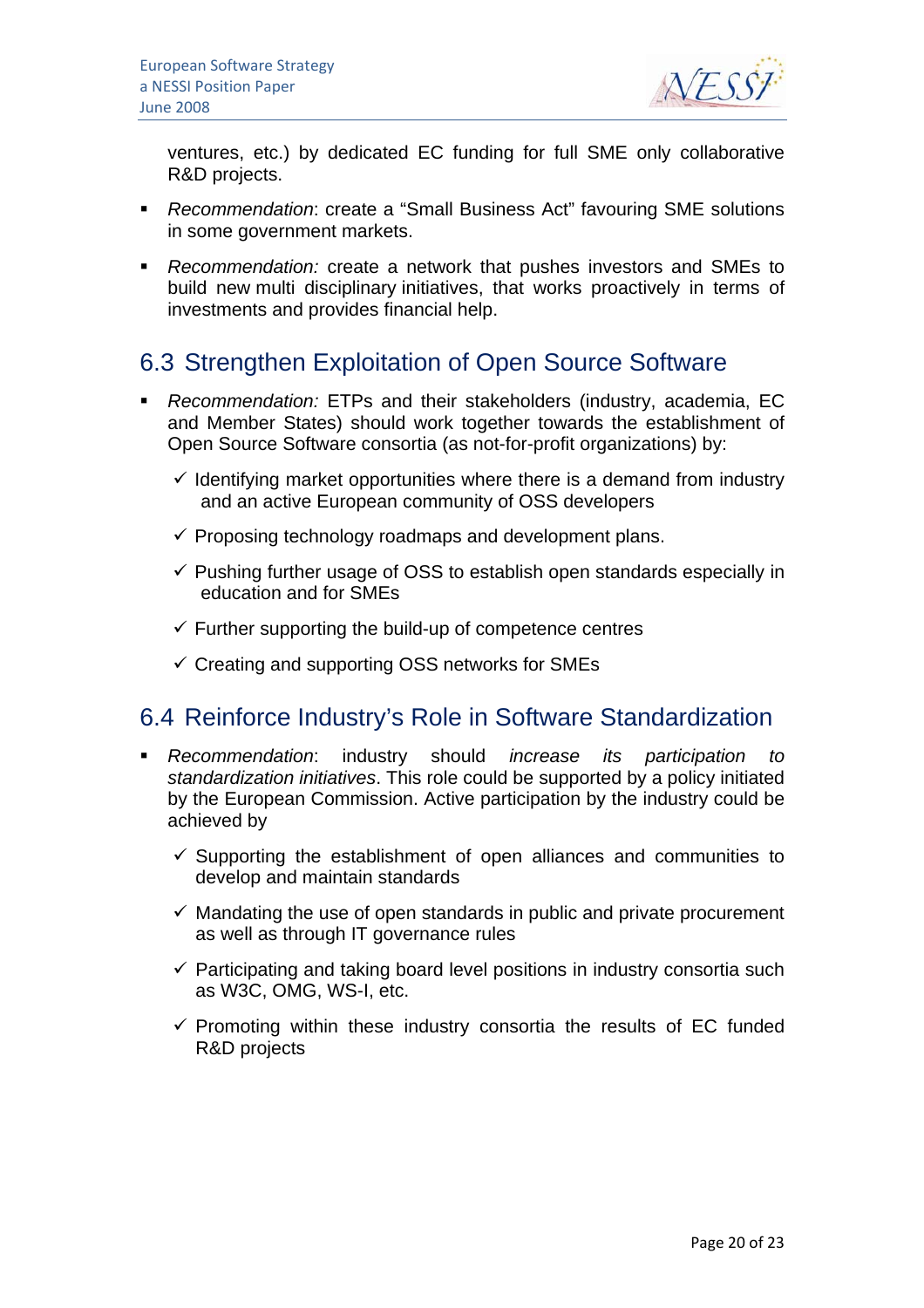ventures, etc.) by dedicated EC funding for full SME only collaborative R&D projects.

- *Recommendation*: create a "Small Business Act" favouring SME solutions in some government markets.
- *Recommendation:* create a network that pushes investors and SMEs to build new multi disciplinary initiatives, that works proactively in terms of investments and provides financial help.

## 6.3 Strengthen Exploitation of Open Source Software

- *Recommendation:* ETPs and their stakeholders (industry, academia, EC and Member States) should work together towards the establishment of Open Source Software consortia (as not-for-profit organizations) by:
  - ✓ Identifying market opportunities where there is a demand from industry and an active European community of OSS developers
  - ✓ Proposing technology roadmaps and development plans.
  - ✓ Pushing further usage of OSS to establish open standards especially in education and for SMEs
  - ✓ Further supporting the build-up of competence centres
  - ✓ Creating and supporting OSS networks for SMEs

## 6.4 Reinforce Industry's Role in Software Standardization

- *Recommendation*: industry should *increase its participation to standardization initiatives*. This role could be supported by a policy initiated by the European Commission. Active participation by the industry could be achieved by
  - ✓ Supporting the establishment of open alliances and communities to develop and maintain standards
  - ✓ Mandating the use of open standards in public and private procurement as well as through IT governance rules
  - ✓ Participating and taking board level positions in industry consortia such as W3C, OMG, WS-I, etc.
  - ✓ Promoting within these industry consortia the results of EC funded R&D projects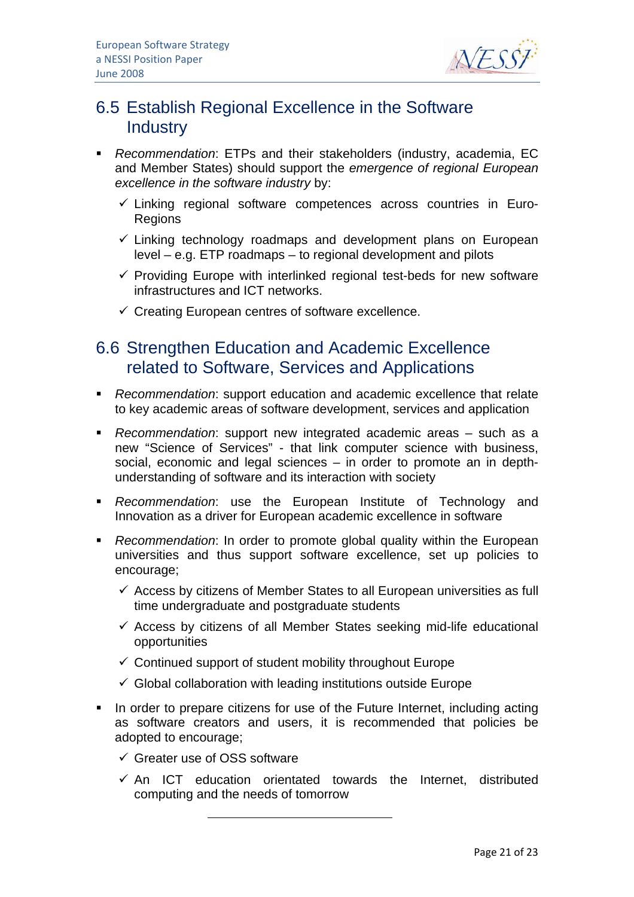## 6.5 Establish Regional Excellence in the Software Industry

- *Recommendation*: ETPs and their stakeholders (industry, academia, EC and Member States) should support the *emergence of regional European excellence in the software industry* by:
  - ✓ Linking regional software competences across countries in Euro-Regions
  - ✓ Linking technology roadmaps and development plans on European level – e.g. ETP roadmaps – to regional development and pilots
  - ✓ Providing Europe with interlinked regional test-beds for new software infrastructures and ICT networks.
  - ✓ Creating European centres of software excellence.

## 6.6 Strengthen Education and Academic Excellence related to Software, Services and Applications

- *Recommendation*: support education and academic excellence that relate to key academic areas of software development, services and application
- *Recommendation*: support new integrated academic areas – such as a new "Science of Services" - that link computer science with business, social, economic and legal sciences – in order to promote an in depth-understanding of software and its interaction with society
- *Recommendation*: use the European Institute of Technology and Innovation as a driver for European academic excellence in software
- *Recommendation*: In order to promote global quality within the European universities and thus support software excellence, set up policies to encourage;
  - ✓ Access by citizens of Member States to all European universities as full time undergraduate and postgraduate students
  - ✓ Access by citizens of all Member States seeking mid-life educational opportunities
  - ✓ Continued support of student mobility throughout Europe
  - ✓ Global collaboration with leading institutions outside Europe
- In order to prepare citizens for use of the Future Internet, including acting as software creators and users, it is recommended that policies be adopted to encourage;
  - ✓ Greater use of OSS software
  - ✓ An ICT education orientated towards the Internet, distributed computing and the needs of tomorrow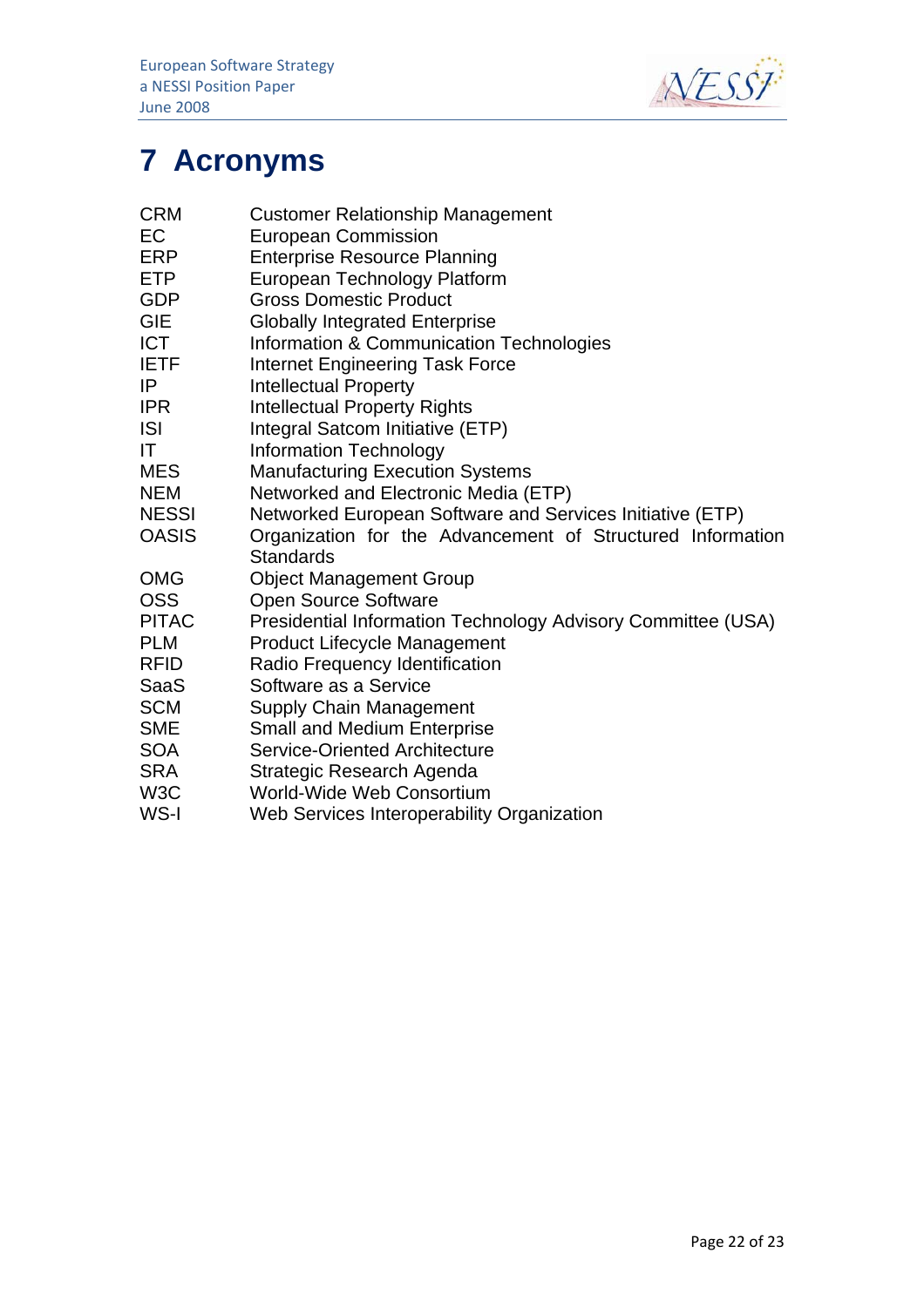# 7 Acronyms

| | |
|---|---|
| CRM | Customer Relationship Management |
| EC | European Commission |
| ERP | Enterprise Resource Planning |
| ETP | European Technology Platform |
| GDP | Gross Domestic Product |
| GIE | Globally Integrated Enterprise |
| ICT | Information & Communication Technologies |
| IETF | Internet Engineering Task Force |
| IP | Intellectual Property |
| IPR | Intellectual Property Rights |
| ISI | Integral Satcom Initiative (ETP) |
| IT | Information Technology |
| MES | Manufacturing Execution Systems |
| NEM | Networked and Electronic Media (ETP) |
| NESSI | Networked European Software and Services Initiative (ETP) |
| OASIS | Organization for the Advancement of Structured Information Standards |
| OMG | Object Management Group |
| OSS | Open Source Software |
| PITAC | Presidential Information Technology Advisory Committee (USA) |
| PLM | Product Lifecycle Management |
| RFID | Radio Frequency Identification |
| SaaS | Software as a Service |
| SCM | Supply Chain Management |
| SME | Small and Medium Enterprise |
| SOA | Service-Oriented Architecture |
| SRA | Strategic Research Agenda |
| W3C | World-Wide Web Consortium |
| WS-I | Web Services Interoperability Organization |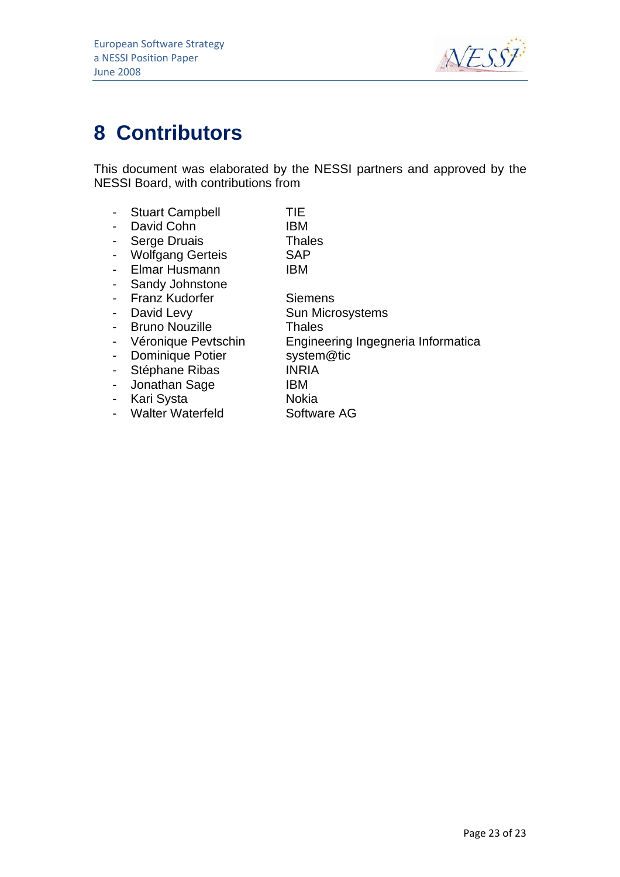# 8 Contributors

This document was elaborated by the NESSI partners and approved by the NESSI Board, with contributions from

| | |
|---|---|
| - Stuart Campbell | TIE |
| - David Cohn | IBM |
| - Serge Druais | Thales |
| - Wolfgang Gerteis | SAP |
| - Elmar Husmann | IBM |
| - Sandy Johnstone | |
| - Franz Kudorfer | Siemens |
| - David Levy | Sun Microsystems |
| - Bruno Nouzille | Thales |
| - Véronique Pevtschin | Engineering Ingegneria Informatica |
| - Dominique Potier | system@tic |
| - Stéphane Ribas | INRIA |
| - Jonathan Sage | IBM |
| - Kari Systa | Nokia |
| - Walter Waterfeld | Software AG |